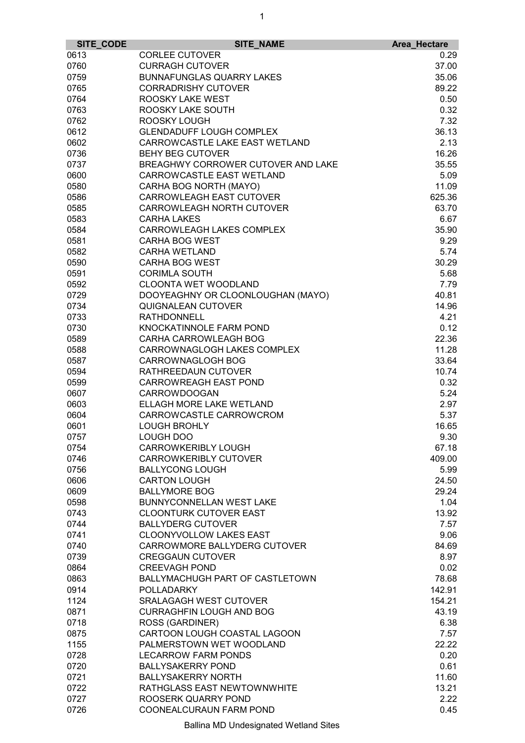| SITE_CODE | SITE_NAME | Area_Hectare |
|---|---|---|
| 0613 | CORLEE CUTOVER | 0.29 |
| 0760 | CURRAGH CUTOVER | 37.00 |
| 0759 | BUNNAFUNGLAS QUARRY LAKES | 35.06 |
| 0765 | CORRADRISHY CUTOVER | 89.22 |
| 0764 | ROOSKY LAKE WEST | 0.50 |
| 0763 | ROOSKY LAKE SOUTH | 0.32 |
| 0762 | ROOSKY LOUGH | 7.32 |
| 0612 | GLENDADUFF LOUGH COMPLEX | 36.13 |
| 0602 | CARROWCASTLE LAKE EAST WETLAND | 2.13 |
| 0736 | BEHY BEG CUTOVER | 16.26 |
| 0737 | BREAGHWY CORROWER CUTOVER AND LAKE | 35.55 |
| 0600 | CARROWCASTLE EAST WETLAND | 5.09 |
| 0580 | CARHA BOG NORTH (MAYO) | 11.09 |
| 0586 | CARROWLEAGH EAST CUTOVER | 625.36 |
| 0585 | CARROWLEAGH NORTH CUTOVER | 63.70 |
| 0583 | CARHA LAKES | 6.67 |
| 0584 | CARROWLEAGH LAKES COMPLEX | 35.90 |
| 0581 | CARHA BOG WEST | 9.29 |
| 0582 | CARHA WETLAND | 5.74 |
| 0590 | CARHA BOG WEST | 30.29 |
| 0591 | CORIMLA SOUTH | 5.68 |
| 0592 | CLOONTA WET WOODLAND | 7.79 |
| 0729 | DOOYEAGHNY OR CLOONLOUGHAN (MAYO) | 40.81 |
| 0734 | QUIGNALEAN CUTOVER | 14.96 |
| 0733 | RATHDONNELL | 4.21 |
| 0730 | KNOCKATINNOLE FARM POND | 0.12 |
| 0589 | CARHA CARROWLEAGH BOG | 22.36 |
| 0588 | CARROWNAGLOGH LAKES COMPLEX | 11.28 |
| 0587 | CARROWNAGLOGH BOG | 33.64 |
| 0594 | RATHREEDAUN CUTOVER | 10.74 |
| 0599 | CARROWREAGH EAST POND | 0.32 |
| 0607 | CARROWDOOGAN | 5.24 |
| 0603 | ELLAGH MORE LAKE WETLAND | 2.97 |
| 0604 | CARROWCASTLE CARROWCROM | 5.37 |
| 0601 | LOUGH BROHLY | 16.65 |
| 0757 | LOUGH DOO | 9.30 |
| 0754 | CARROWKERIBLY LOUGH | 67.18 |
| 0746 | CARROWKERIBLY CUTOVER | 409.00 |
| 0756 | BALLYCONG LOUGH | 5.99 |
| 0606 | CARTON LOUGH | 24.50 |
| 0609 | BALLYMORE BOG | 29.24 |
| 0598 | BUNNYCONNELLAN WEST LAKE | 1.04 |
| 0743 | CLOONTURK CUTOVER EAST | 13.92 |
| 0744 | BALLYDERG CUTOVER | 7.57 |
| 0741 | CLOONYVOLLOW LAKES EAST | 9.06 |
| 0740 | CARROWMORE BALLYDERG CUTOVER | 84.69 |
| 0739 | CREGGAUN CUTOVER | 8.97 |
| 0864 | CREEVAGH POND | 0.02 |
| 0863 | BALLYMACHUGH PART OF CASTLETOWN | 78.68 |
| 0914 | POLLADARKY | 142.91 |
| 1124 | SRALAGAGH WEST CUTOVER | 154.21 |
| 0871 | CURRAGHFIN LOUGH AND BOG | 43.19 |
| 0718 | ROSS (GARDINER) | 6.38 |
| 0875 | CARTOON LOUGH COASTAL LAGOON | 7.57 |
| 1155 | PALMERSTOWN WET WOODLAND | 22.22 |
| 0728 | LECARROW FARM PONDS | 0.20 |
| 0720 | BALLYSAKERRY POND | 0.61 |
| 0721 | BALLYSAKERRY NORTH | 11.60 |
| 0722 | RATHGLASS EAST NEWTOWNWHITE | 13.21 |
| 0727 | ROOSERK QUARRY POND | 2.22 |
| 0726 | COONEALCURAUN FARM POND | 0.45 |

Ballina MD Undesignated Wetland Sites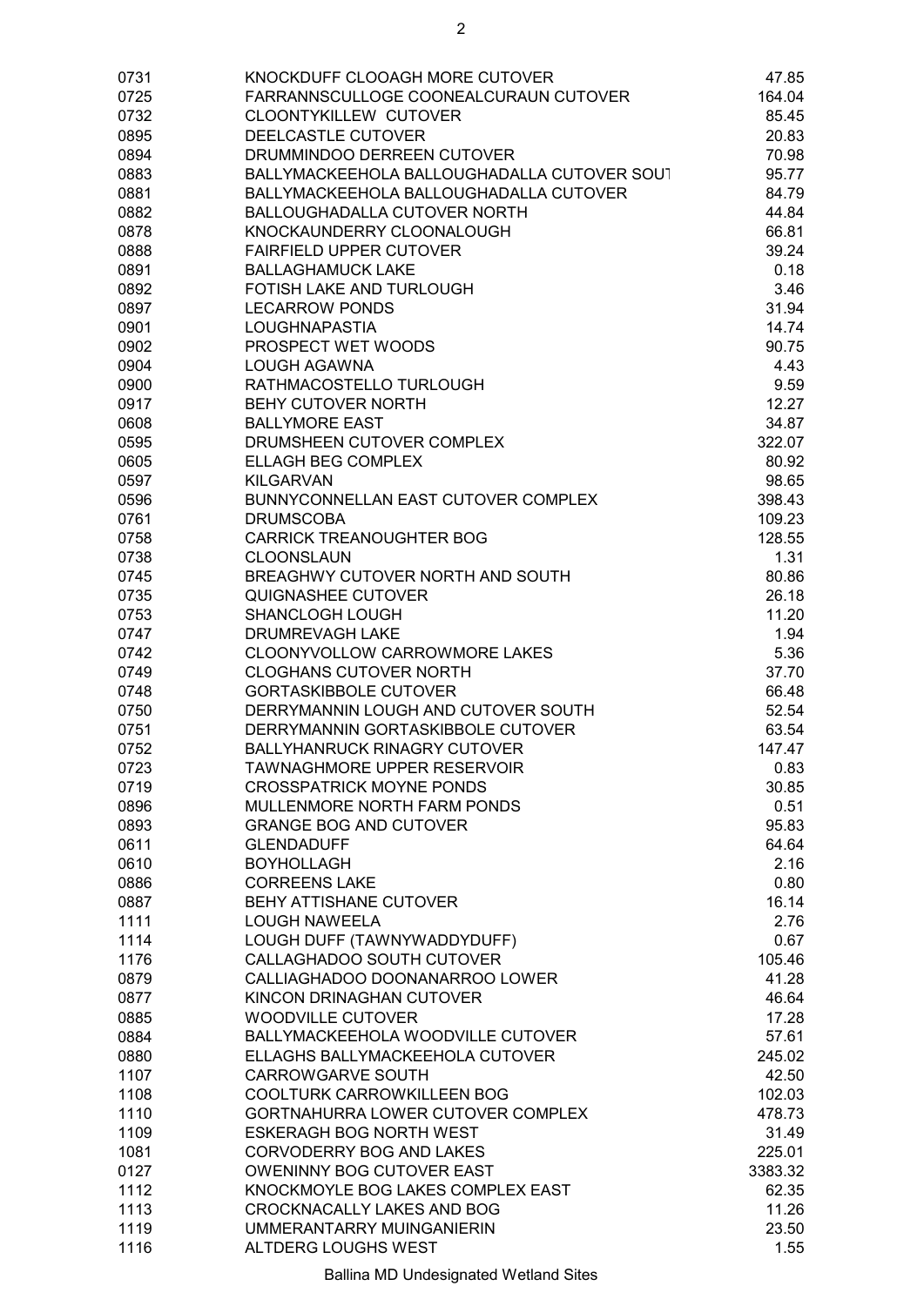| | | |
|---|---|---|
| 0731 | KNOCKDUFF CLOOAGH MORE CUTOVER | 47.85 |
| 0725 | FARRANNSCULLOGE COONEALCURAUN CUTOVER | 164.04 |
| 0732 | CLOONTYKILLEW CUTOVER | 85.45 |
| 0895 | DEELCASTLE CUTOVER | 20.83 |
| 0894 | DRUMMINDOO DERREEN CUTOVER | 70.98 |
| 0883 | BALLYMACKEEHOLA BALLOUGHADALLA CUTOVER SOUT | 95.77 |
| 0881 | BALLYMACKEEHOLA BALLOUGHADALLA CUTOVER | 84.79 |
| 0882 | BALLOUGHADALLA CUTOVER NORTH | 44.84 |
| 0878 | KNOCKAUNDERRY CLOONALOUGH | 66.81 |
| 0888 | FAIRFIELD UPPER CUTOVER | 39.24 |
| 0891 | BALLAGHAMUCK LAKE | 0.18 |
| 0892 | FOTISH LAKE AND TURLOUGH | 3.46 |
| 0897 | LECARROW PONDS | 31.94 |
| 0901 | LOUGHNAPASTIA | 14.74 |
| 0902 | PROSPECT WET WOODS | 90.75 |
| 0904 | LOUGH AGAWNA | 4.43 |
| 0900 | RATHMACOSTELLO TURLOUGH | 9.59 |
| 0917 | BEHY CUTOVER NORTH | 12.27 |
| 0608 | BALLYMORE EAST | 34.87 |
| 0595 | DRUMSHEEN CUTOVER COMPLEX | 322.07 |
| 0605 | ELLAGH BEG COMPLEX | 80.92 |
| 0597 | KILGARVAN | 98.65 |
| 0596 | BUNNYCONNELLAN EAST CUTOVER COMPLEX | 398.43 |
| 0761 | DRUMSCOBA | 109.23 |
| 0758 | CARRICK TREANOUGHTER BOG | 128.55 |
| 0738 | CLOONSLAUN | 1.31 |
| 0745 | BREAGHWY CUTOVER NORTH AND SOUTH | 80.86 |
| 0735 | QUIGNASHEE CUTOVER | 26.18 |
| 0753 | SHANCLOGH LOUGH | 11.20 |
| 0747 | DRUMREVAGH LAKE | 1.94 |
| 0742 | CLOONYVOLLOW CARROWMORE LAKES | 5.36 |
| 0749 | CLOGHANS CUTOVER NORTH | 37.70 |
| 0748 | GORTASKIBBOLE CUTOVER | 66.48 |
| 0750 | DERRYMANNIN LOUGH AND CUTOVER SOUTH | 52.54 |
| 0751 | DERRYMANNIN GORTASKIBBOLE CUTOVER | 63.54 |
| 0752 | BALLYHANRUCK RINAGRY CUTOVER | 147.47 |
| 0723 | TAWNAGHMORE UPPER RESERVOIR | 0.83 |
| 0719 | CROSSPATRICK MOYNE PONDS | 30.85 |
| 0896 | MULLENMORE NORTH FARM PONDS | 0.51 |
| 0893 | GRANGE BOG AND CUTOVER | 95.83 |
| 0611 | GLENDADUFF | 64.64 |
| 0610 | BOYHOLLAGH | 2.16 |
| 0886 | CORREENS LAKE | 0.80 |
| 0887 | BEHY ATTISHANE CUTOVER | 16.14 |
| 1111 | LOUGH NAWEELA | 2.76 |
| 1114 | LOUGH DUFF (TAWNYWADDYDUFF) | 0.67 |
| 1176 | CALLAGHADOO SOUTH CUTOVER | 105.46 |
| 0879 | CALLIAGHADOO DOONANARROO LOWER | 41.28 |
| 0877 | KINCON DRINAGHAN CUTOVER | 46.64 |
| 0885 | WOODVILLE CUTOVER | 17.28 |
| 0884 | BALLYMACKEEHOLA WOODVILLE CUTOVER | 57.61 |
| 0880 | ELLAGHS BALLYMACKEEHOLA CUTOVER | 245.02 |
| 1107 | CARROWGARVE SOUTH | 42.50 |
| 1108 | COOLTURK CARROWKILLEEN BOG | 102.03 |
| 1110 | GORTNAHURRA LOWER CUTOVER COMPLEX | 478.73 |
| 1109 | ESKERAGH BOG NORTH WEST | 31.49 |
| 1081 | CORVODERRY BOG AND LAKES | 225.01 |
| 0127 | OWENINNY BOG CUTOVER EAST | 3383.32 |
| 1112 | KNOCKMOYLE BOG LAKES COMPLEX EAST | 62.35 |
| 1113 | CROCKNACALLY LAKES AND BOG | 11.26 |
| 1119 | UMMERANTARRY MUINGANIERIN | 23.50 |
| 1116 | ALTDERG LOUGHS WEST | 1.55 |

Ballina MD Undesignated Wetland Sites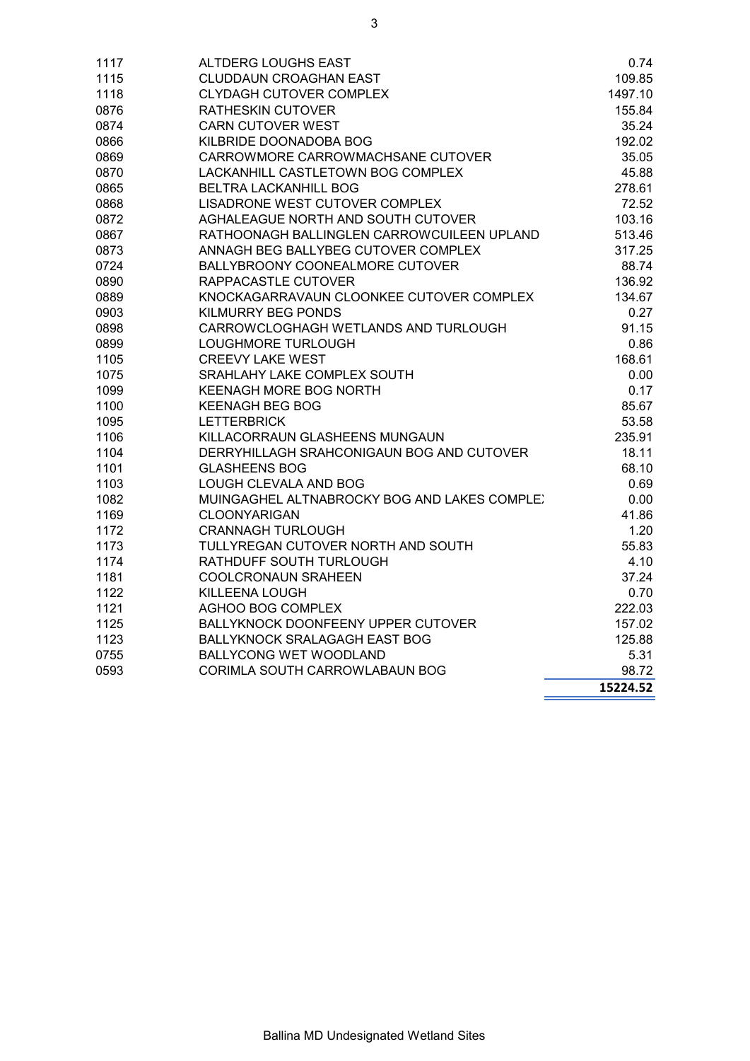| | | |
|---|---|---|
| 1117 | ALTDERG LOUGHS EAST | 0.74 |
| 1115 | CLUDDAUN CROAGHAN EAST | 109.85 |
| 1118 | CLYDAGH CUTOVER COMPLEX | 1497.10 |
| 0876 | RATHESKIN CUTOVER | 155.84 |
| 0874 | CARN CUTOVER WEST | 35.24 |
| 0866 | KILBRIDE DOONADOBA BOG | 192.02 |
| 0869 | CARROWMORE CARROWMACHSANE CUTOVER | 35.05 |
| 0870 | LACKANHILL CASTLETOWN BOG COMPLEX | 45.88 |
| 0865 | BELTRA LACKANHILL BOG | 278.61 |
| 0868 | LISADRONE WEST CUTOVER COMPLEX | 72.52 |
| 0872 | AGHALEAGUE NORTH AND SOUTH CUTOVER | 103.16 |
| 0867 | RATHOONAGH BALLINGLEN CARROWCUILEEN UPLAND | 513.46 |
| 0873 | ANNAGH BEG BALLYBEG CUTOVER COMPLEX | 317.25 |
| 0724 | BALLYBROONY COONEALMORE CUTOVER | 88.74 |
| 0890 | RAPPACASTLE CUTOVER | 136.92 |
| 0889 | KNOCKAGARRAVAUN CLOONKEE CUTOVER COMPLEX | 134.67 |
| 0903 | KILMURRY BEG PONDS | 0.27 |
| 0898 | CARROWCLOGHAGH WETLANDS AND TURLOUGH | 91.15 |
| 0899 | LOUGHMORE TURLOUGH | 0.86 |
| 1105 | CREEVY LAKE WEST | 168.61 |
| 1075 | SRAHLAHY LAKE COMPLEX SOUTH | 0.00 |
| 1099 | KEENAGH MORE BOG NORTH | 0.17 |
| 1100 | KEENAGH BEG BOG | 85.67 |
| 1095 | LETTERBRICK | 53.58 |
| 1106 | KILLACORRAUN GLASHEENS MUNGAUN | 235.91 |
| 1104 | DERRYHILLAGH SRAHCONIGAUN BOG AND CUTOVER | 18.11 |
| 1101 | GLASHEENS BOG | 68.10 |
| 1103 | LOUGH CLEVALA AND BOG | 0.69 |
| 1082 | MUINGAGHEL ALTNABROCKY BOG AND LAKES COMPLEX | 0.00 |
| 1169 | CLOONYARIGAN | 41.86 |
| 1172 | CRANNAGH TURLOUGH | 1.20 |
| 1173 | TULLYREGAN CUTOVER NORTH AND SOUTH | 55.83 |
| 1174 | RATHDUFF SOUTH TURLOUGH | 4.10 |
| 1181 | COOLCRONAUN SRAHEEN | 37.24 |
| 1122 | KILLEENA LOUGH | 0.70 |
| 1121 | AGHOO BOG COMPLEX | 222.03 |
| 1125 | BALLYKNOCK DOONFEENY UPPER CUTOVER | 157.02 |
| 1123 | BALLYKNOCK SRALAGAGH EAST BOG | 125.88 |
| 0755 | BALLYCONG WET WOODLAND | 5.31 |
| 0593 | CORIMLA SOUTH CARROWLABAUN BOG | 98.72 |
| | | **15224.52** |

Ballina MD Undesignated Wetland Sites